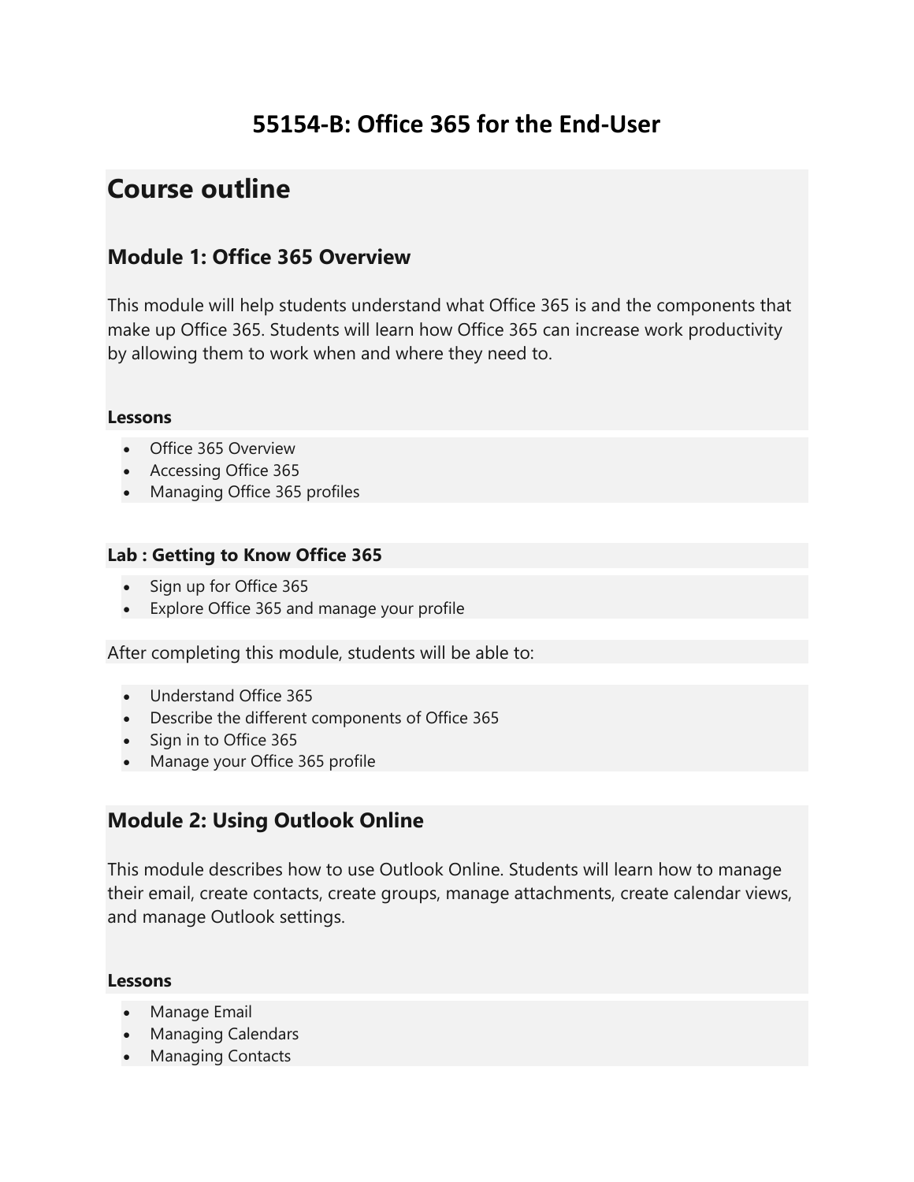# 55154-B: Office 365 for the End-User

## Course outline

### Module 1: Office 365 Overview

This module will help students understand what Office 365 is and the components that make up Office 365. Students will learn how Office 365 can increase work productivity by allowing them to work when and where they need to.

#### Lessons

- Office 365 Overview
- Accessing Office 365
- Managing Office 365 profiles

#### Lab : Getting to Know Office 365

- Sign up for Office 365
- Explore Office 365 and manage your profile

After completing this module, students will be able to:

- Understand Office 365
- Describe the different components of Office 365
- Sign in to Office 365
- Manage your Office 365 profile

### Module 2: Using Outlook Online

This module describes how to use Outlook Online. Students will learn how to manage their email, create contacts, create groups, manage attachments, create calendar views, and manage Outlook settings.

#### Lessons

- Manage Email
- Managing Calendars
- Managing Contacts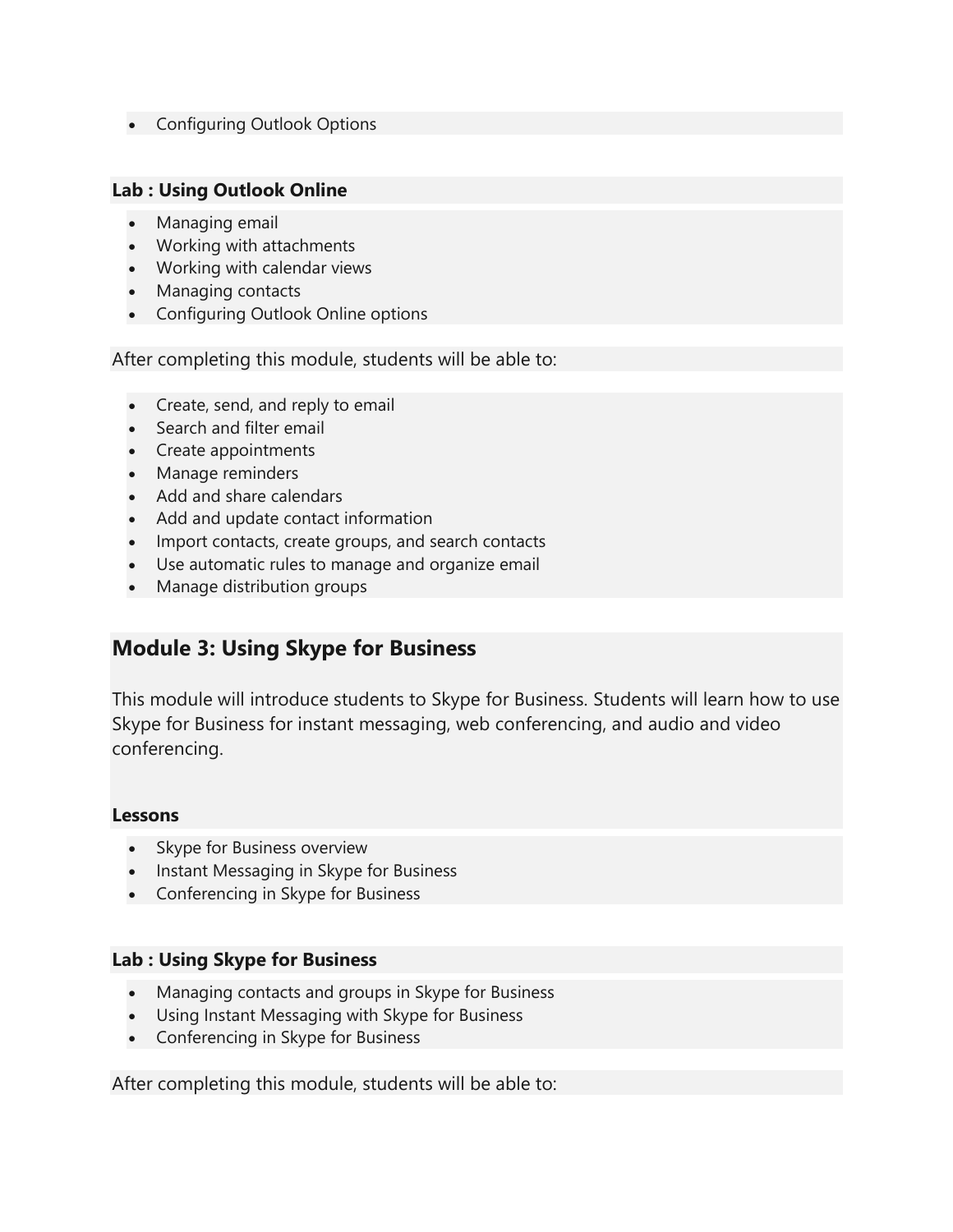- Configuring Outlook Options

**Lab : Using Outlook Online**

- Managing email
- Working with attachments
- Working with calendar views
- Managing contacts
- Configuring Outlook Online options

After completing this module, students will be able to:

- Create, send, and reply to email
- Search and filter email
- Create appointments
- Manage reminders
- Add and share calendars
- Add and update contact information
- Import contacts, create groups, and search contacts
- Use automatic rules to manage and organize email
- Manage distribution groups

## Module 3: Using Skype for Business

This module will introduce students to Skype for Business. Students will learn how to use Skype for Business for instant messaging, web conferencing, and audio and video conferencing.

**Lessons**

- Skype for Business overview
- Instant Messaging in Skype for Business
- Conferencing in Skype for Business

**Lab : Using Skype for Business**

- Managing contacts and groups in Skype for Business
- Using Instant Messaging with Skype for Business
- Conferencing in Skype for Business

After completing this module, students will be able to: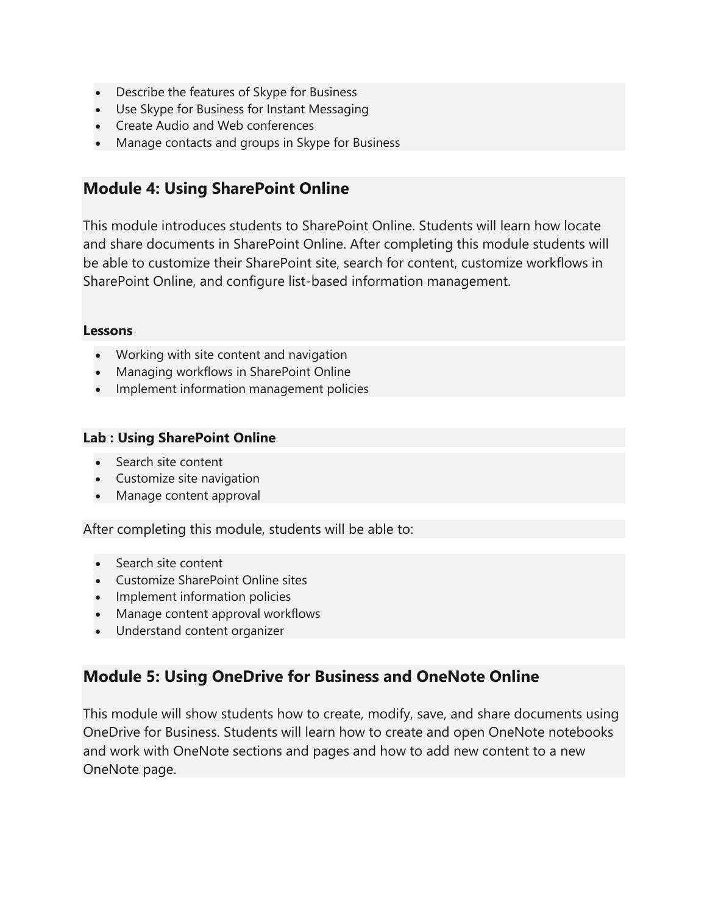- Describe the features of Skype for Business
- Use Skype for Business for Instant Messaging
- Create Audio and Web conferences
- Manage contacts and groups in Skype for Business

## Module 4: Using SharePoint Online

This module introduces students to SharePoint Online. Students will learn how locate and share documents in SharePoint Online. After completing this module students will be able to customize their SharePoint site, search for content, customize workflows in SharePoint Online, and configure list-based information management.

**Lessons**

- Working with site content and navigation
- Managing workflows in SharePoint Online
- Implement information management policies

**Lab : Using SharePoint Online**

- Search site content
- Customize site navigation
- Manage content approval

After completing this module, students will be able to:

- Search site content
- Customize SharePoint Online sites
- Implement information policies
- Manage content approval workflows
- Understand content organizer

## Module 5: Using OneDrive for Business and OneNote Online

This module will show students how to create, modify, save, and share documents using OneDrive for Business. Students will learn how to create and open OneNote notebooks and work with OneNote sections and pages and how to add new content to a new OneNote page.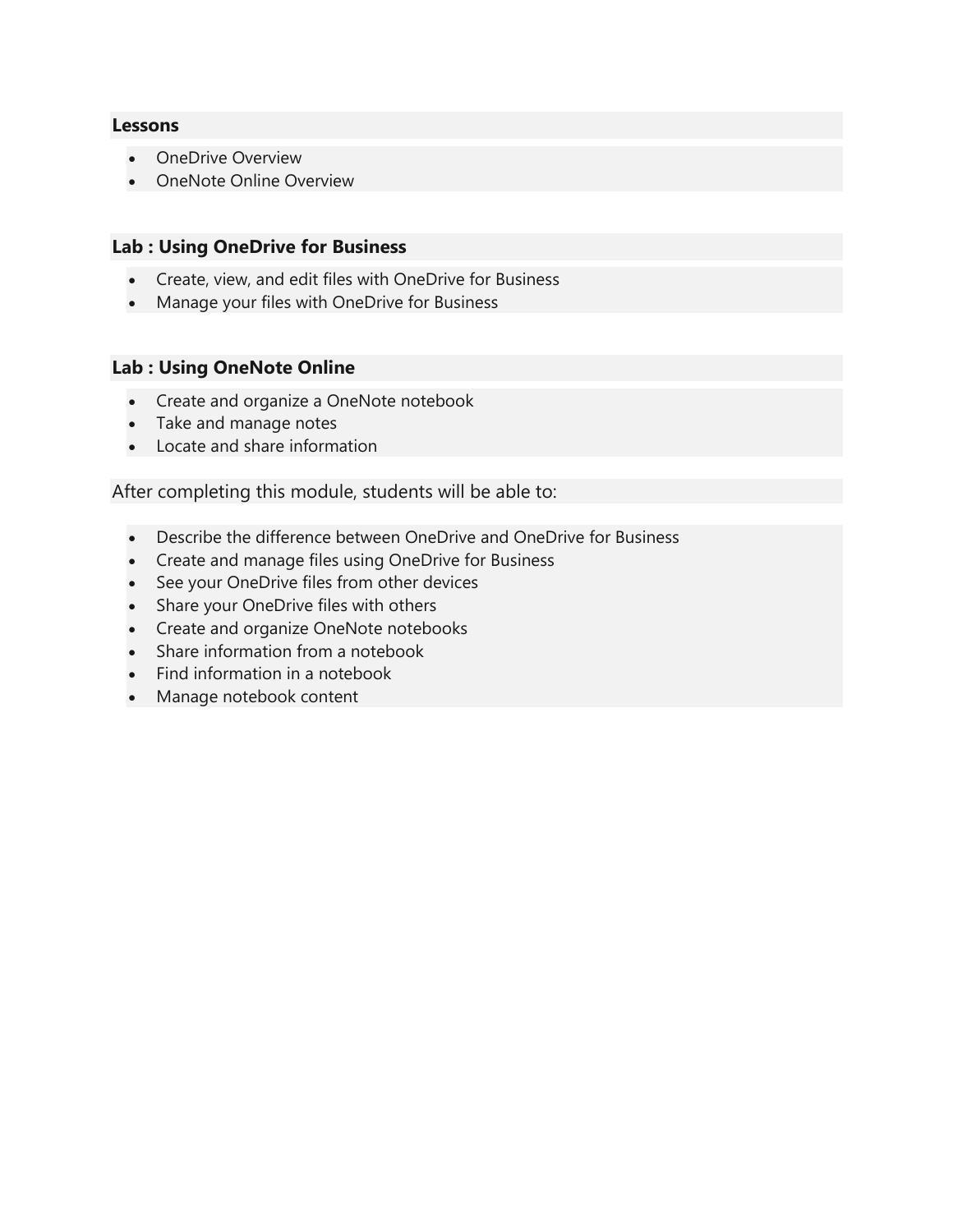**Lessons**

- OneDrive Overview
- OneNote Online Overview

**Lab : Using OneDrive for Business**

- Create, view, and edit files with OneDrive for Business
- Manage your files with OneDrive for Business

**Lab : Using OneNote Online**

- Create and organize a OneNote notebook
- Take and manage notes
- Locate and share information

After completing this module, students will be able to:

- Describe the difference between OneDrive and OneDrive for Business
- Create and manage files using OneDrive for Business
- See your OneDrive files from other devices
- Share your OneDrive files with others
- Create and organize OneNote notebooks
- Share information from a notebook
- Find information in a notebook
- Manage notebook content